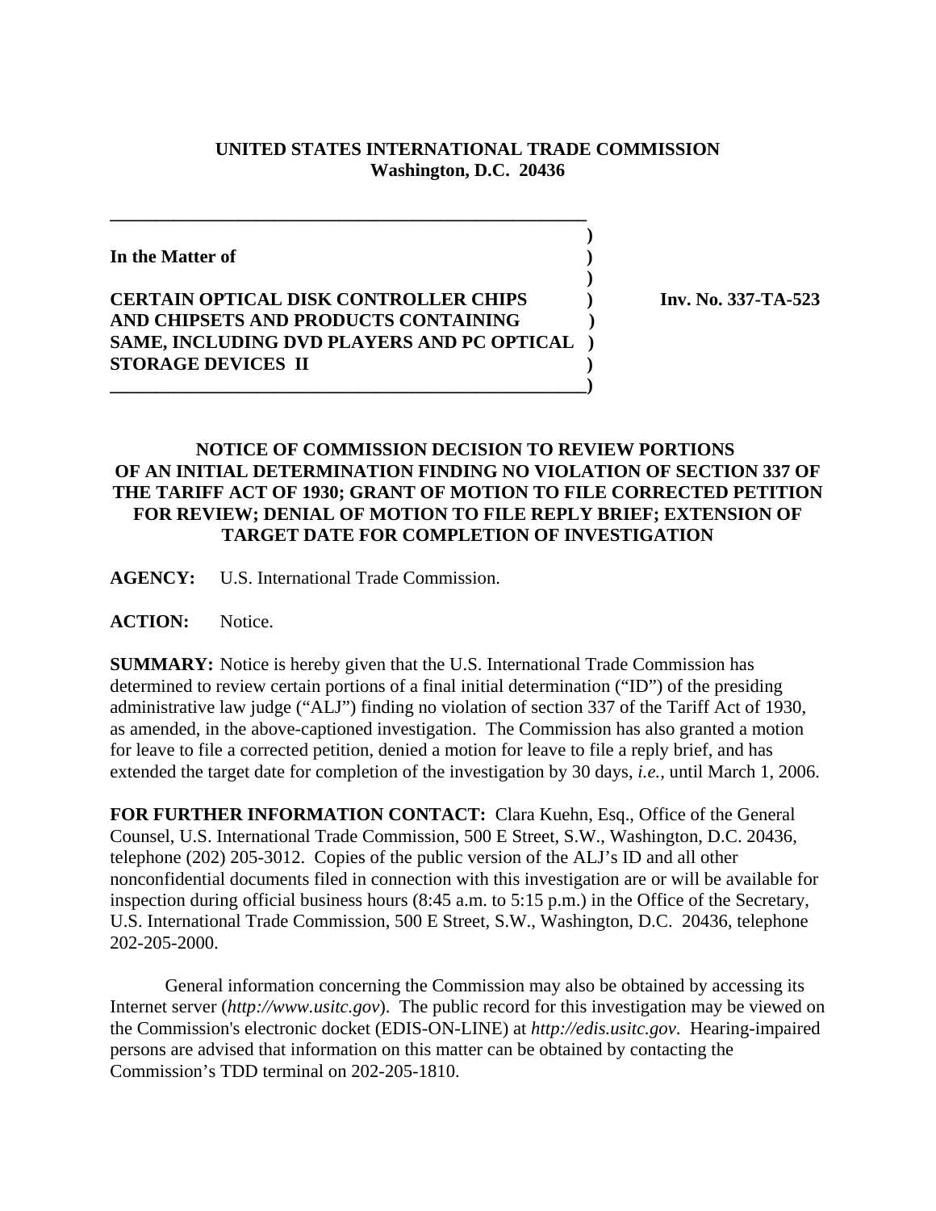**UNITED STATES INTERNATIONAL TRADE COMMISSION**
**Washington, D.C. 20436**

**In the Matter of**

**CERTAIN OPTICAL DISK CONTROLLER CHIPS AND CHIPSETS AND PRODUCTS CONTAINING SAME, INCLUDING DVD PLAYERS AND PC OPTICAL STORAGE DEVICES II**

**Inv. No. 337-TA-523**

## NOTICE OF COMMISSION DECISION TO REVIEW PORTIONS OF AN INITIAL DETERMINATION FINDING NO VIOLATION OF SECTION 337 OF THE TARIFF ACT OF 1930; GRANT OF MOTION TO FILE CORRECTED PETITION FOR REVIEW; DENIAL OF MOTION TO FILE REPLY BRIEF; EXTENSION OF TARGET DATE FOR COMPLETION OF INVESTIGATION

**AGENCY:** U.S. International Trade Commission.

**ACTION:** Notice.

**SUMMARY:** Notice is hereby given that the U.S. International Trade Commission has determined to review certain portions of a final initial determination ("ID") of the presiding administrative law judge ("ALJ") finding no violation of section 337 of the Tariff Act of 1930, as amended, in the above-captioned investigation. The Commission has also granted a motion for leave to file a corrected petition, denied a motion for leave to file a reply brief, and has extended the target date for completion of the investigation by 30 days, *i.e.*, until March 1, 2006.

**FOR FURTHER INFORMATION CONTACT:** Clara Kuehn, Esq., Office of the General Counsel, U.S. International Trade Commission, 500 E Street, S.W., Washington, D.C. 20436, telephone (202) 205-3012. Copies of the public version of the ALJ's ID and all other nonconfidential documents filed in connection with this investigation are or will be available for inspection during official business hours (8:45 a.m. to 5:15 p.m.) in the Office of the Secretary, U.S. International Trade Commission, 500 E Street, S.W., Washington, D.C. 20436, telephone 202-205-2000.

General information concerning the Commission may also be obtained by accessing its Internet server (*http://www.usitc.gov*). The public record for this investigation may be viewed on the Commission's electronic docket (EDIS-ON-LINE) at *http://edis.usitc.gov*. Hearing-impaired persons are advised that information on this matter can be obtained by contacting the Commission's TDD terminal on 202-205-1810.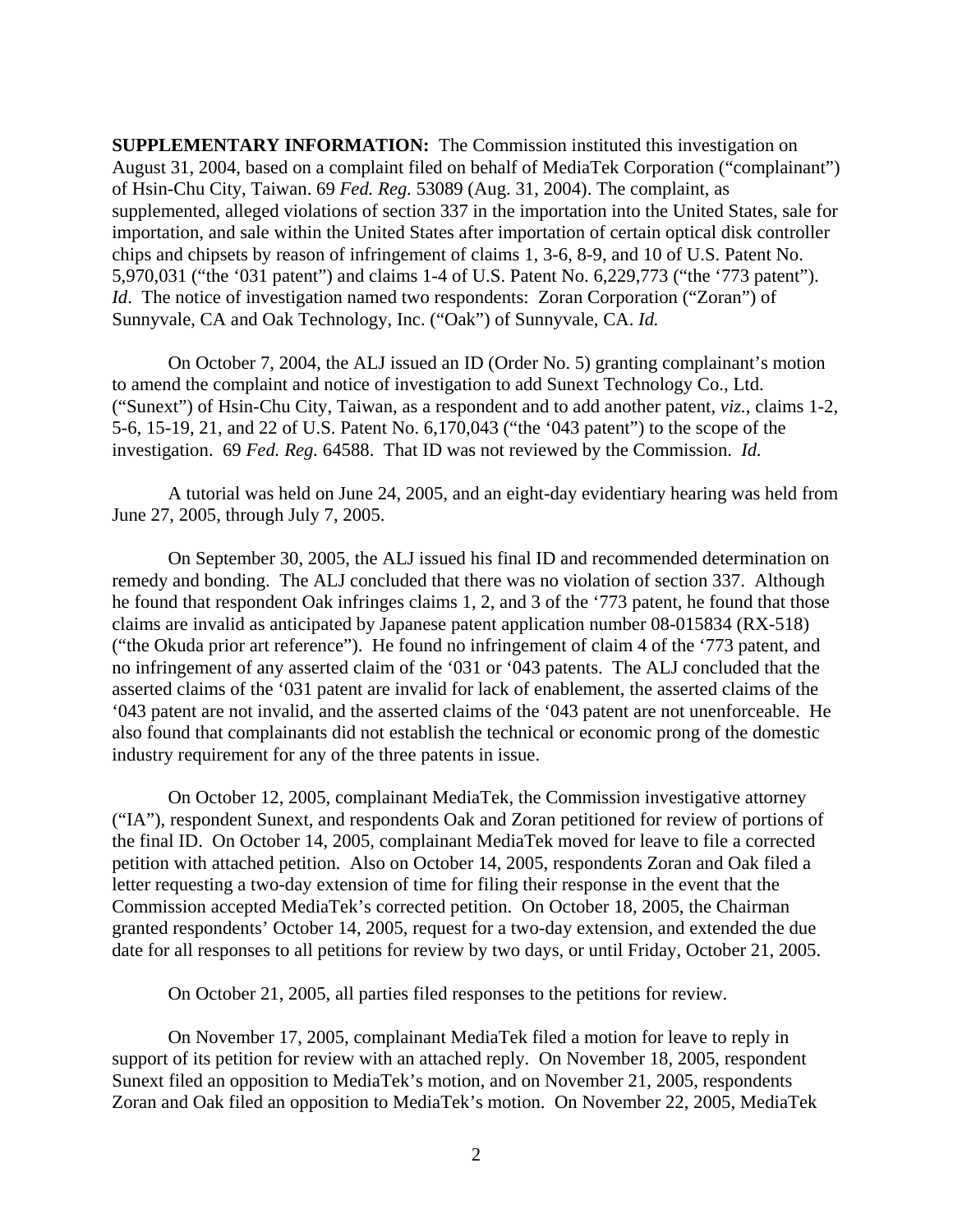**SUPPLEMENTARY INFORMATION:** The Commission instituted this investigation on August 31, 2004, based on a complaint filed on behalf of MediaTek Corporation ("complainant") of Hsin-Chu City, Taiwan. 69 *Fed. Reg.* 53089 (Aug. 31, 2004). The complaint, as supplemented, alleged violations of section 337 in the importation into the United States, sale for importation, and sale within the United States after importation of certain optical disk controller chips and chipsets by reason of infringement of claims 1, 3-6, 8-9, and 10 of U.S. Patent No. 5,970,031 ("the '031 patent") and claims 1-4 of U.S. Patent No. 6,229,773 ("the '773 patent"). *Id*. The notice of investigation named two respondents: Zoran Corporation ("Zoran") of Sunnyvale, CA and Oak Technology, Inc. ("Oak") of Sunnyvale, CA. *Id.*

On October 7, 2004, the ALJ issued an ID (Order No. 5) granting complainant's motion to amend the complaint and notice of investigation to add Sunext Technology Co., Ltd. ("Sunext") of Hsin-Chu City, Taiwan, as a respondent and to add another patent, *viz.*, claims 1-2, 5-6, 15-19, 21, and 22 of U.S. Patent No. 6,170,043 ("the '043 patent") to the scope of the investigation. 69 *Fed. Reg.* 64588. That ID was not reviewed by the Commission. *Id.*

A tutorial was held on June 24, 2005, and an eight-day evidentiary hearing was held from June 27, 2005, through July 7, 2005.

On September 30, 2005, the ALJ issued his final ID and recommended determination on remedy and bonding. The ALJ concluded that there was no violation of section 337. Although he found that respondent Oak infringes claims 1, 2, and 3 of the '773 patent, he found that those claims are invalid as anticipated by Japanese patent application number 08-015834 (RX-518) ("the Okuda prior art reference"). He found no infringement of claim 4 of the '773 patent, and no infringement of any asserted claim of the '031 or '043 patents. The ALJ concluded that the asserted claims of the '031 patent are invalid for lack of enablement, the asserted claims of the '043 patent are not invalid, and the asserted claims of the '043 patent are not unenforceable. He also found that complainants did not establish the technical or economic prong of the domestic industry requirement for any of the three patents in issue.

On October 12, 2005, complainant MediaTek, the Commission investigative attorney ("IA"), respondent Sunext, and respondents Oak and Zoran petitioned for review of portions of the final ID. On October 14, 2005, complainant MediaTek moved for leave to file a corrected petition with attached petition. Also on October 14, 2005, respondents Zoran and Oak filed a letter requesting a two-day extension of time for filing their response in the event that the Commission accepted MediaTek's corrected petition. On October 18, 2005, the Chairman granted respondents' October 14, 2005, request for a two-day extension, and extended the due date for all responses to all petitions for review by two days, or until Friday, October 21, 2005.

On October 21, 2005, all parties filed responses to the petitions for review.

On November 17, 2005, complainant MediaTek filed a motion for leave to reply in support of its petition for review with an attached reply. On November 18, 2005, respondent Sunext filed an opposition to MediaTek's motion, and on November 21, 2005, respondents Zoran and Oak filed an opposition to MediaTek's motion. On November 22, 2005, MediaTek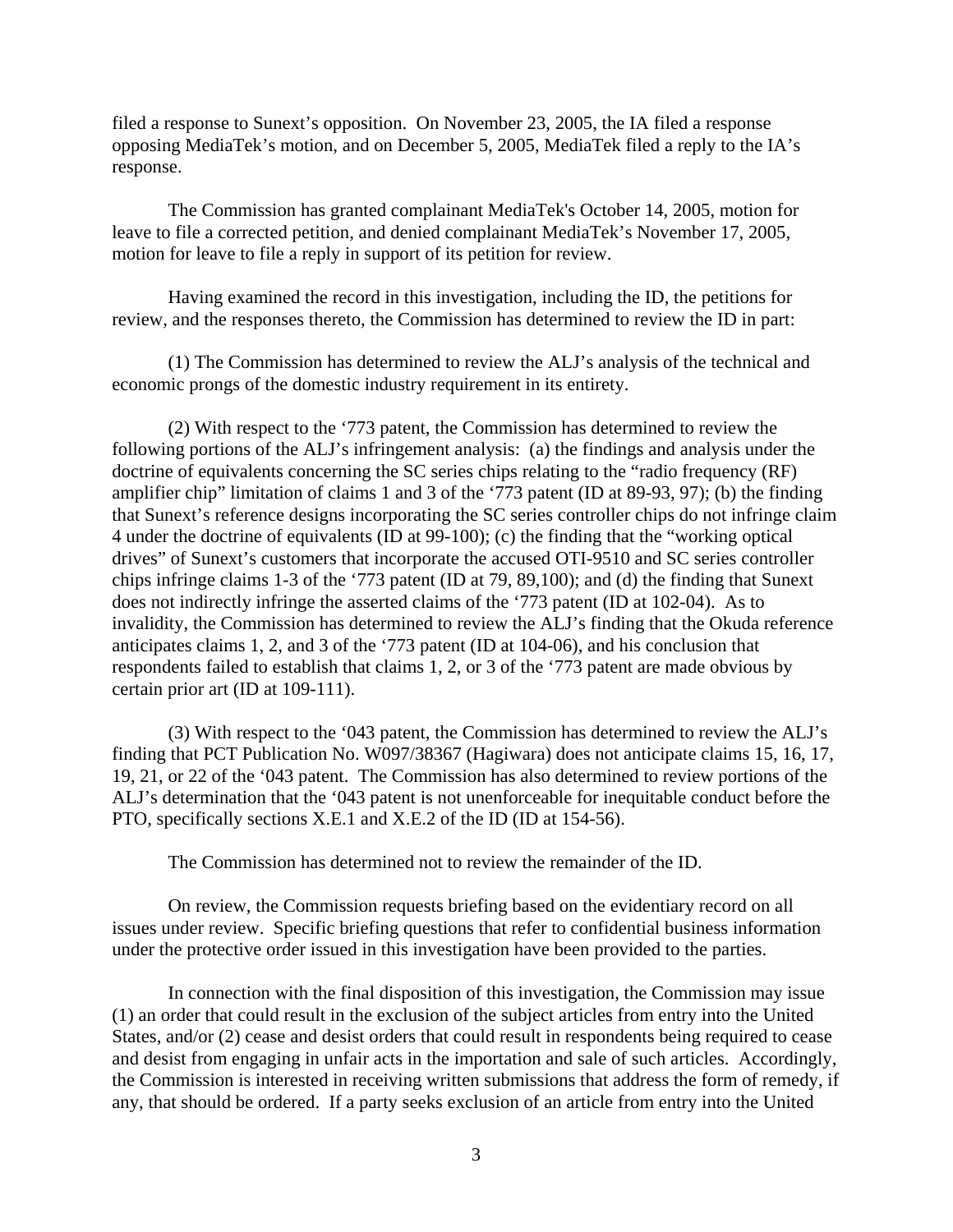filed a response to Sunext's opposition. On November 23, 2005, the IA filed a response opposing MediaTek's motion, and on December 5, 2005, MediaTek filed a reply to the IA's response.

The Commission has granted complainant MediaTek's October 14, 2005, motion for leave to file a corrected petition, and denied complainant MediaTek's November 17, 2005, motion for leave to file a reply in support of its petition for review.

Having examined the record in this investigation, including the ID, the petitions for review, and the responses thereto, the Commission has determined to review the ID in part:

(1) The Commission has determined to review the ALJ's analysis of the technical and economic prongs of the domestic industry requirement in its entirety.

(2) With respect to the '773 patent, the Commission has determined to review the following portions of the ALJ's infringement analysis: (a) the findings and analysis under the doctrine of equivalents concerning the SC series chips relating to the "radio frequency (RF) amplifier chip" limitation of claims 1 and 3 of the '773 patent (ID at 89-93, 97); (b) the finding that Sunext's reference designs incorporating the SC series controller chips do not infringe claim 4 under the doctrine of equivalents (ID at 99-100); (c) the finding that the "working optical drives" of Sunext's customers that incorporate the accused OTI-9510 and SC series controller chips infringe claims 1-3 of the '773 patent (ID at 79, 89,100); and (d) the finding that Sunext does not indirectly infringe the asserted claims of the '773 patent (ID at 102-04). As to invalidity, the Commission has determined to review the ALJ's finding that the Okuda reference anticipates claims 1, 2, and 3 of the '773 patent (ID at 104-06), and his conclusion that respondents failed to establish that claims 1, 2, or 3 of the '773 patent are made obvious by certain prior art (ID at 109-111).

(3) With respect to the '043 patent, the Commission has determined to review the ALJ's finding that PCT Publication No. W097/38367 (Hagiwara) does not anticipate claims 15, 16, 17, 19, 21, or 22 of the '043 patent. The Commission has also determined to review portions of the ALJ's determination that the '043 patent is not unenforceable for inequitable conduct before the PTO, specifically sections X.E.1 and X.E.2 of the ID (ID at 154-56).

The Commission has determined not to review the remainder of the ID.

On review, the Commission requests briefing based on the evidentiary record on all issues under review. Specific briefing questions that refer to confidential business information under the protective order issued in this investigation have been provided to the parties.

In connection with the final disposition of this investigation, the Commission may issue (1) an order that could result in the exclusion of the subject articles from entry into the United States, and/or (2) cease and desist orders that could result in respondents being required to cease and desist from engaging in unfair acts in the importation and sale of such articles. Accordingly, the Commission is interested in receiving written submissions that address the form of remedy, if any, that should be ordered. If a party seeks exclusion of an article from entry into the United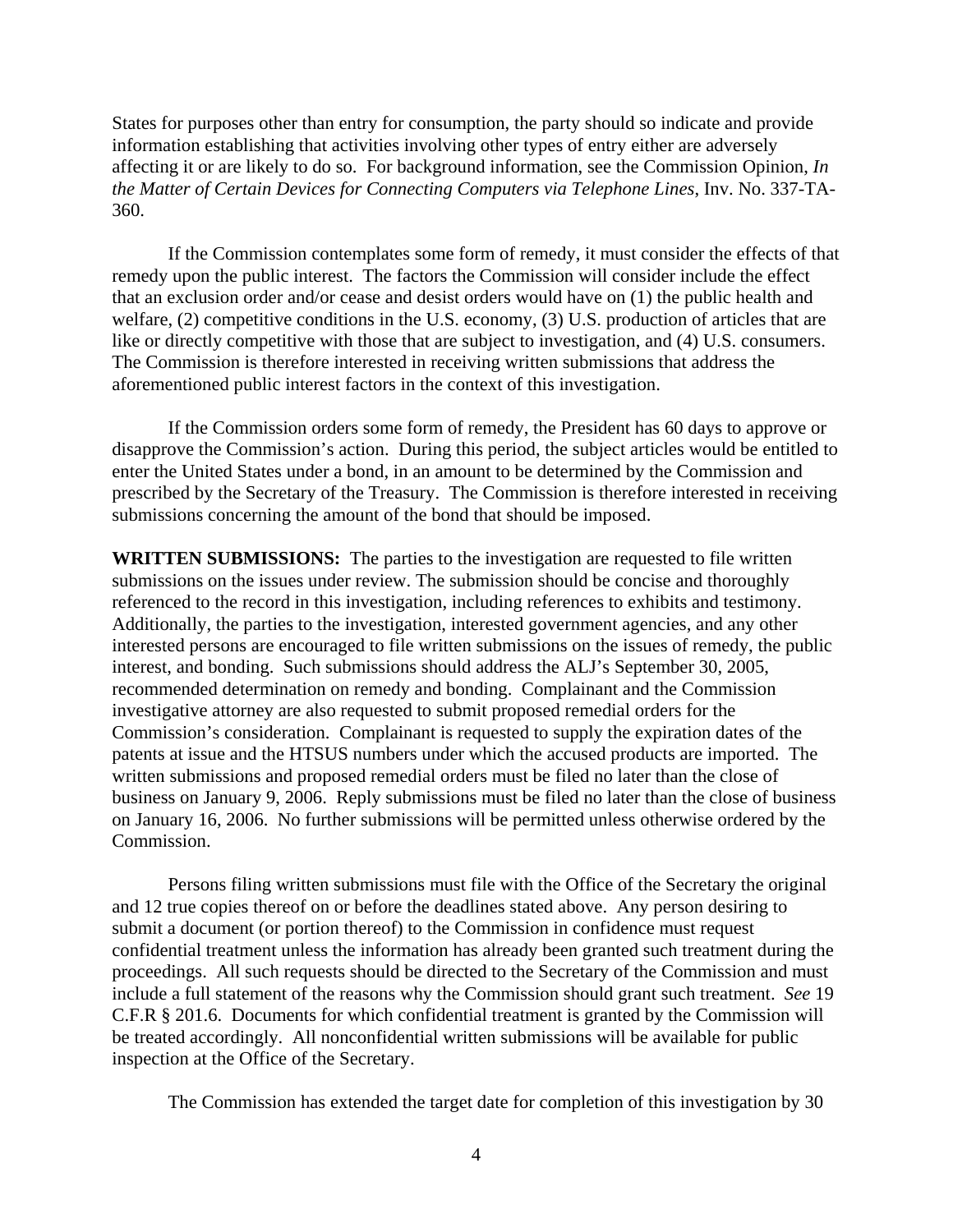States for purposes other than entry for consumption, the party should so indicate and provide information establishing that activities involving other types of entry either are adversely affecting it or are likely to do so. For background information, see the Commission Opinion, *In the Matter of Certain Devices for Connecting Computers via Telephone Lines*, Inv. No. 337-TA-360.

If the Commission contemplates some form of remedy, it must consider the effects of that remedy upon the public interest. The factors the Commission will consider include the effect that an exclusion order and/or cease and desist orders would have on (1) the public health and welfare, (2) competitive conditions in the U.S. economy, (3) U.S. production of articles that are like or directly competitive with those that are subject to investigation, and (4) U.S. consumers. The Commission is therefore interested in receiving written submissions that address the aforementioned public interest factors in the context of this investigation.

If the Commission orders some form of remedy, the President has 60 days to approve or disapprove the Commission's action. During this period, the subject articles would be entitled to enter the United States under a bond, in an amount to be determined by the Commission and prescribed by the Secretary of the Treasury. The Commission is therefore interested in receiving submissions concerning the amount of the bond that should be imposed.

**WRITTEN SUBMISSIONS:** The parties to the investigation are requested to file written submissions on the issues under review. The submission should be concise and thoroughly referenced to the record in this investigation, including references to exhibits and testimony. Additionally, the parties to the investigation, interested government agencies, and any other interested persons are encouraged to file written submissions on the issues of remedy, the public interest, and bonding. Such submissions should address the ALJ's September 30, 2005, recommended determination on remedy and bonding. Complainant and the Commission investigative attorney are also requested to submit proposed remedial orders for the Commission's consideration. Complainant is requested to supply the expiration dates of the patents at issue and the HTSUS numbers under which the accused products are imported. The written submissions and proposed remedial orders must be filed no later than the close of business on January 9, 2006. Reply submissions must be filed no later than the close of business on January 16, 2006. No further submissions will be permitted unless otherwise ordered by the Commission.

Persons filing written submissions must file with the Office of the Secretary the original and 12 true copies thereof on or before the deadlines stated above. Any person desiring to submit a document (or portion thereof) to the Commission in confidence must request confidential treatment unless the information has already been granted such treatment during the proceedings. All such requests should be directed to the Secretary of the Commission and must include a full statement of the reasons why the Commission should grant such treatment. *See* 19 C.F.R § 201.6. Documents for which confidential treatment is granted by the Commission will be treated accordingly. All nonconfidential written submissions will be available for public inspection at the Office of the Secretary.

The Commission has extended the target date for completion of this investigation by 30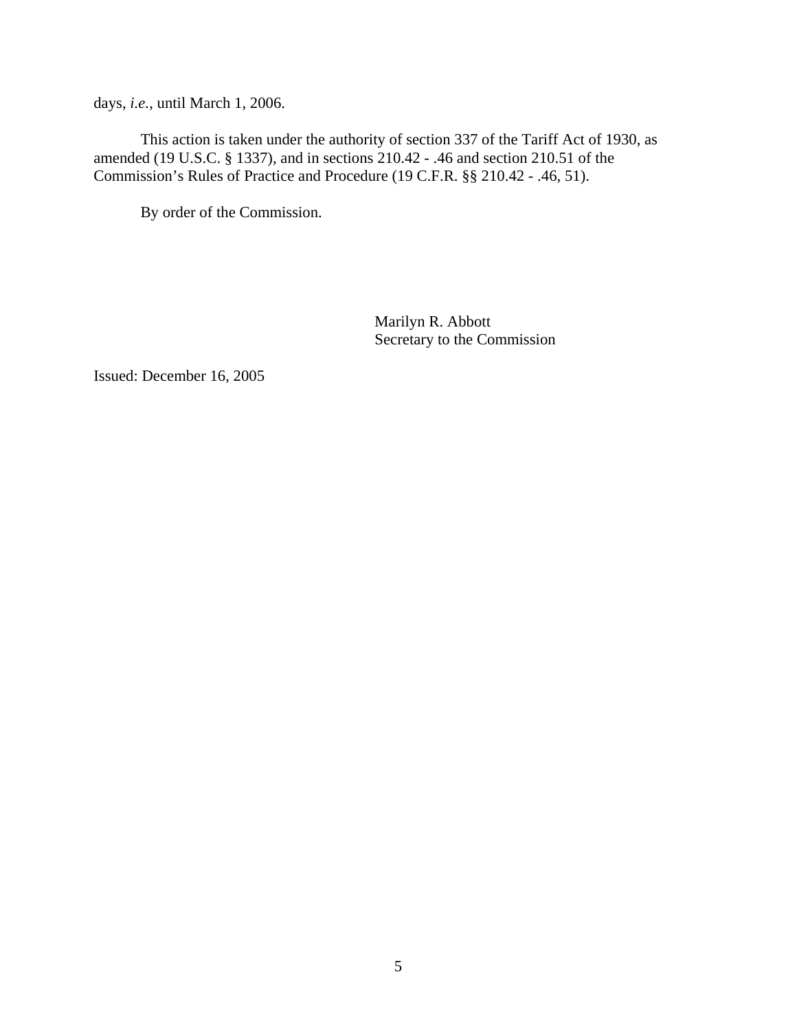days, *i.e.*, until March 1, 2006.

This action is taken under the authority of section 337 of the Tariff Act of 1930, as amended (19 U.S.C. § 1337), and in sections 210.42 - .46 and section 210.51 of the Commission's Rules of Practice and Procedure (19 C.F.R. §§ 210.42 - .46, 51).

By order of the Commission.

Marilyn R. Abbott
Secretary to the Commission

Issued: December 16, 2005